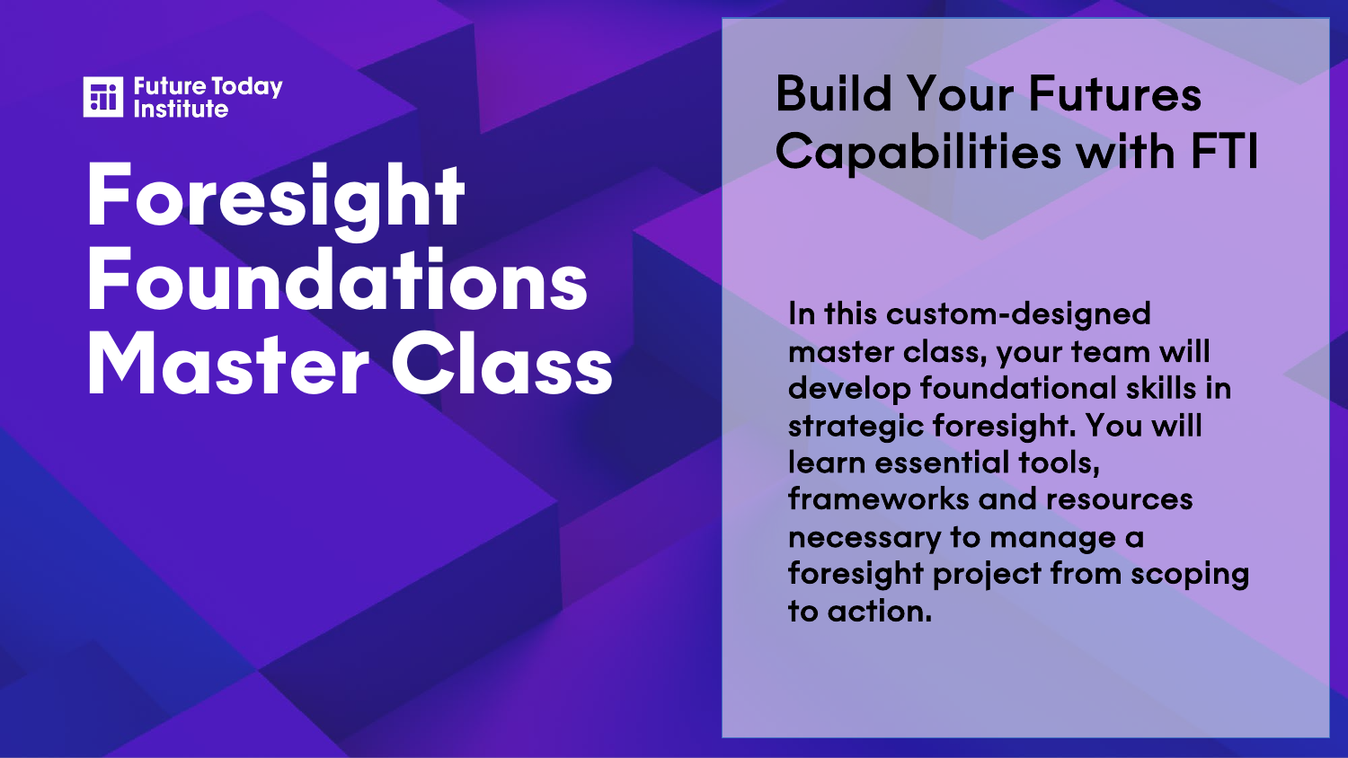Future Today Institute

# Foresight Foundations Master Class

## Build Your Futures Capabilities with FTI

In this custom-designed master class, your team will develop foundational skills in strategic foresight. You will learn essential tools, frameworks and resources necessary to manage a foresight project from scoping to action.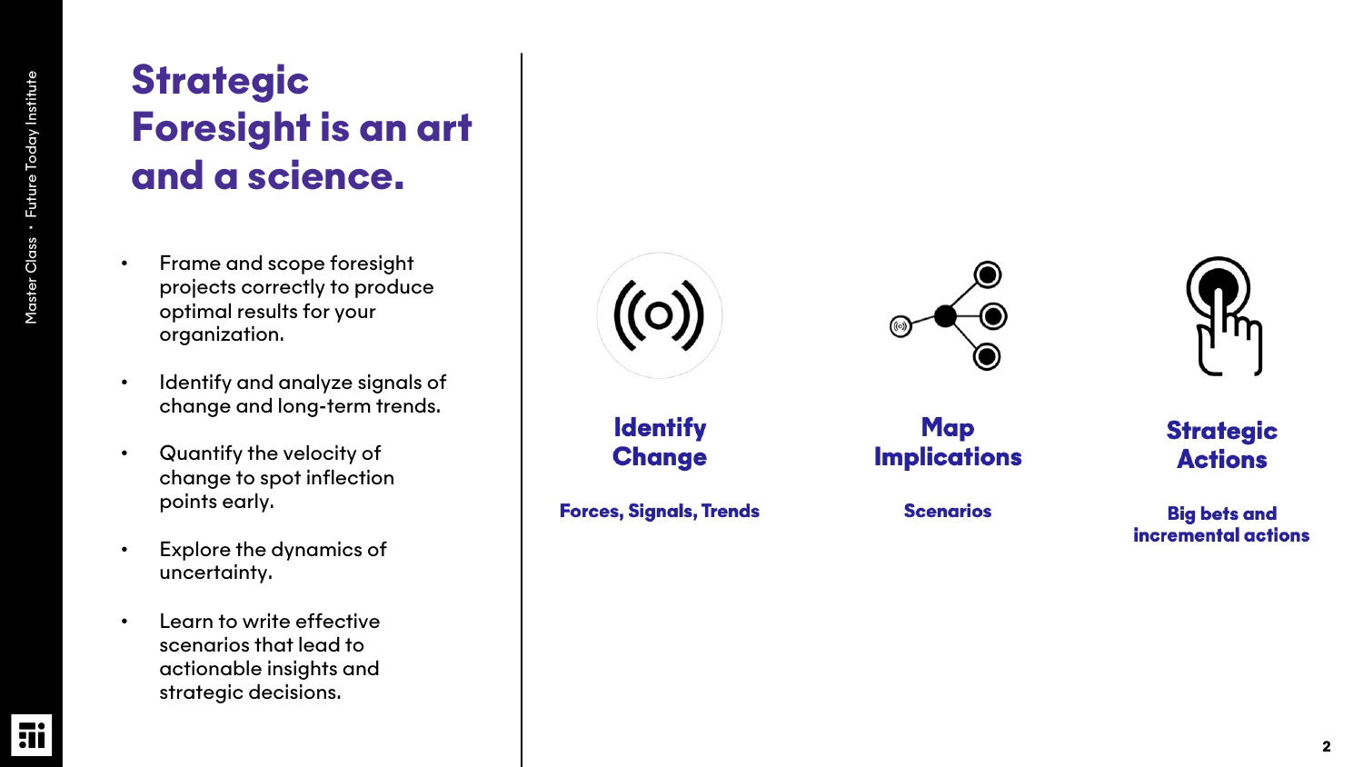# Strategic Foresight is an art and a science.

- Frame and scope foresight projects correctly to produce optimal results for your organization.
- Identify and analyze signals of change and long-term trends.
- Quantify the velocity of change to spot inflection points early.
- Explore the dynamics of uncertainty.
- Learn to write effective scenarios that lead to actionable insights and strategic decisions.

**Identify Change**

**Forces, Signals, Trends**

**Map Implications**

**Scenarios**

**Strategic Actions**

**Big bets and incremental actions**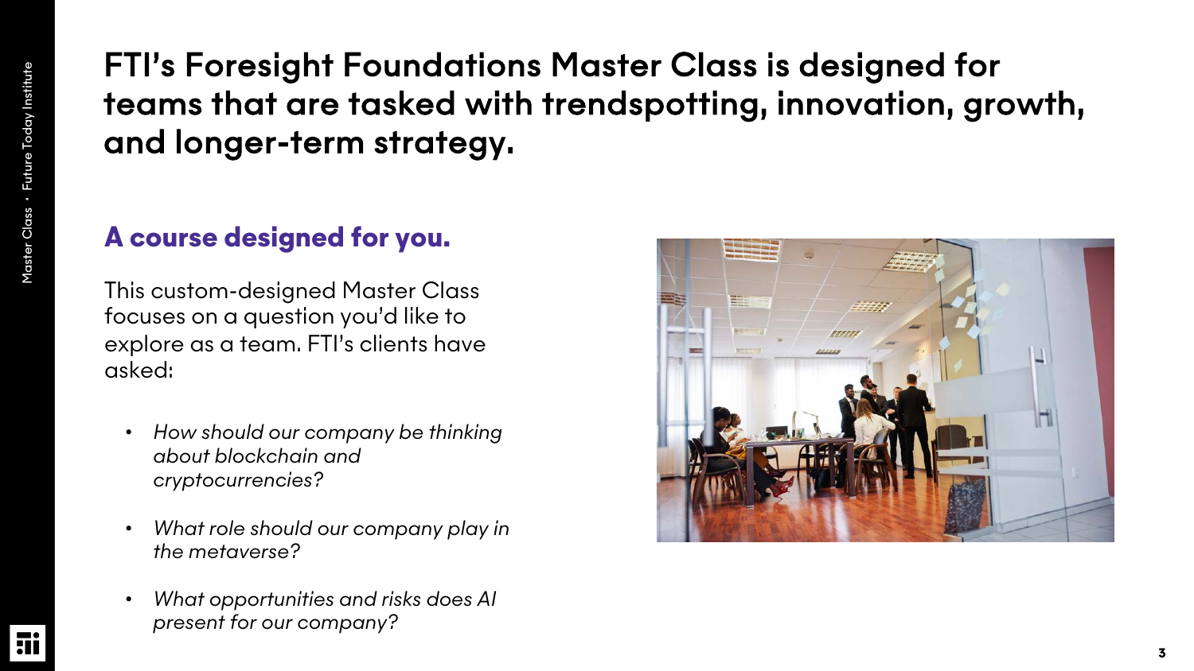# FTI's Foresight Foundations Master Class is designed for teams that are tasked with trendspotting, innovation, growth, and longer-term strategy.

## A course designed for you.

This custom-designed Master Class focuses on a question you'd like to explore as a team. FTI's clients have asked:

- *How should our company be thinking about blockchain and cryptocurrencies?*
- *What role should our company play in the metaverse?*
- *What opportunities and risks does AI present for our company?*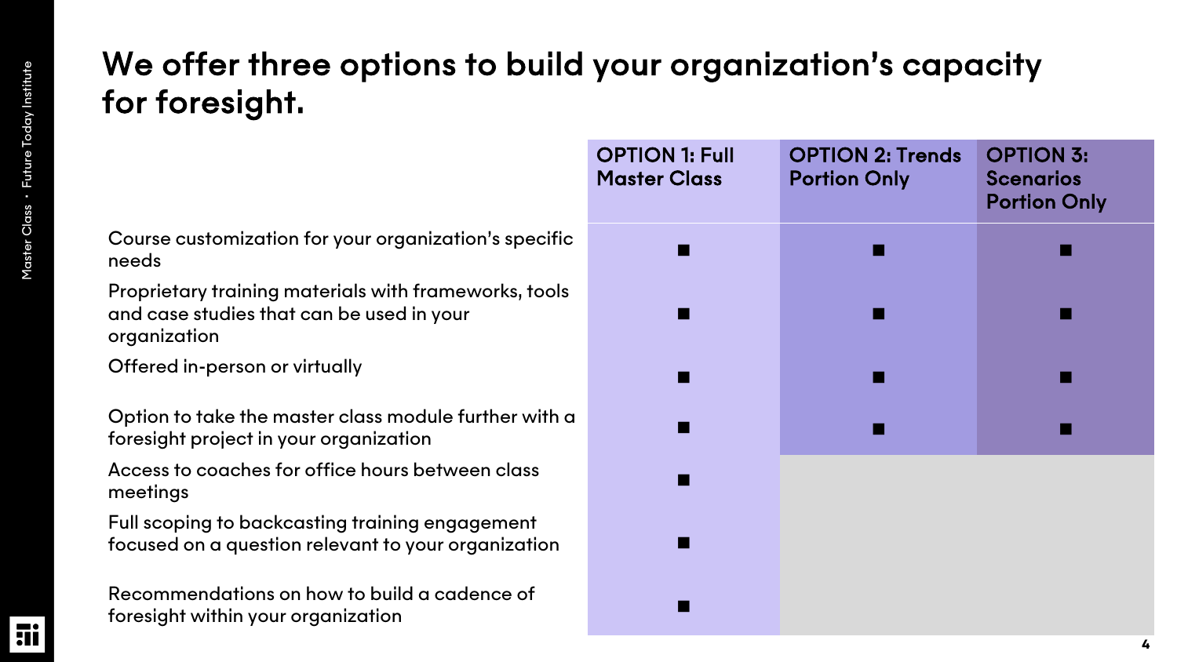# We offer three options to build your organization's capacity for foresight.

| | OPTION 1: Full Master Class | OPTION 2: Trends Portion Only | OPTION 3: Scenarios Portion Only |
|---|---|---|---|
| Course customization for your organization's specific needs | ■ | ■ | ■ |
| Proprietary training materials with frameworks, tools and case studies that can be used in your organization | ■ | ■ | ■ |
| Offered in-person or virtually | ■ | ■ | ■ |
| Option to take the master class module further with a foresight project in your organization | ■ | ■ | ■ |
| Access to coaches for office hours between class meetings | ■ | | |
| Full scoping to backcasting training engagement focused on a question relevant to your organization | ■ | | |
| Recommendations on how to build a cadence of foresight within your organization | ■ | | |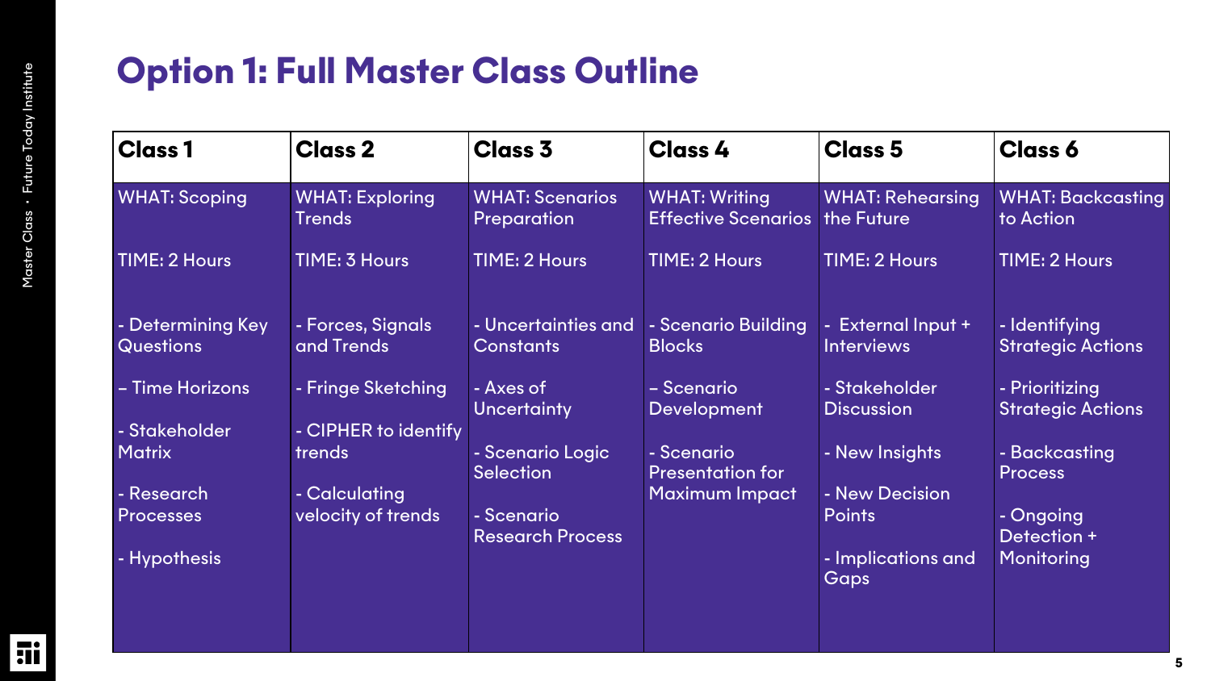# Option 1: Full Master Class Outline

| Class 1 | Class 2 | Class 3 | Class 4 | Class 5 | Class 6 |
| --- | --- | --- | --- | --- | --- |
| WHAT: Scoping<br><br>TIME: 2 Hours<br><br>- Determining Key Questions<br>– Time Horizons<br>- Stakeholder Matrix<br>- Research Processes<br>- Hypothesis | WHAT: Exploring Trends<br><br>TIME: 3 Hours<br><br>- Forces, Signals and Trends<br>- Fringe Sketching<br>- CIPHER to identify trends<br>- Calculating velocity of trends | WHAT: Scenarios Preparation<br><br>TIME: 2 Hours<br><br>- Uncertainties and Constants<br>- Axes of Uncertainty<br>- Scenario Logic Selection<br>- Scenario Research Process | WHAT: Writing Effective Scenarios<br><br>TIME: 2 Hours<br><br>- Scenario Building Blocks<br>– Scenario Development<br>- Scenario Presentation for Maximum Impact | WHAT: Rehearsing the Future<br><br>TIME: 2 Hours<br><br>- External Input + Interviews<br>- Stakeholder Discussion<br>- New Insights<br>- New Decision Points<br>- Implications and Gaps | WHAT: Backcasting to Action<br><br>TIME: 2 Hours<br><br>- Identifying Strategic Actions<br>- Prioritizing Strategic Actions<br>- Backcasting Process<br>- Ongoing Detection + Monitoring |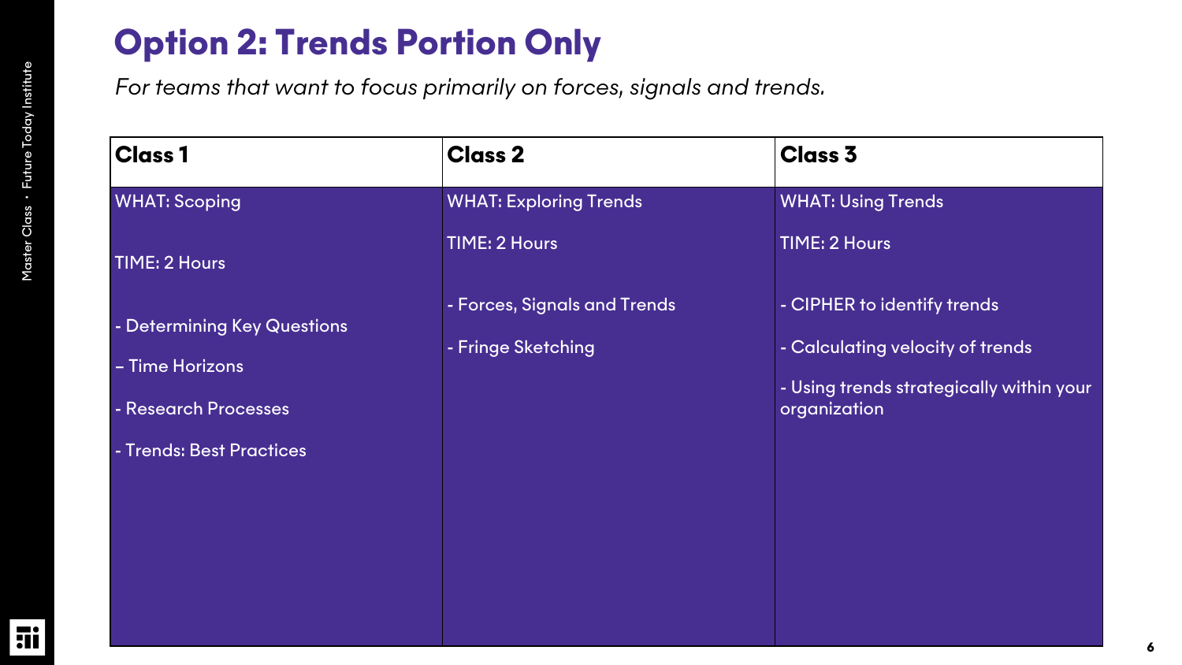# Option 2: Trends Portion Only

*For teams that want to focus primarily on forces, signals and trends.*

| Class 1 | Class 2 | Class 3 |
|---|---|---|
| WHAT: Scoping<br><br>TIME: 2 Hours<br><br>- Determining Key Questions<br>– Time Horizons<br>- Research Processes<br>- Trends: Best Practices | WHAT: Exploring Trends<br><br>TIME: 2 Hours<br><br>- Forces, Signals and Trends<br>- Fringe Sketching | WHAT: Using Trends<br><br>TIME: 2 Hours<br><br>- CIPHER to identify trends<br>- Calculating velocity of trends<br>- Using trends strategically within your organization |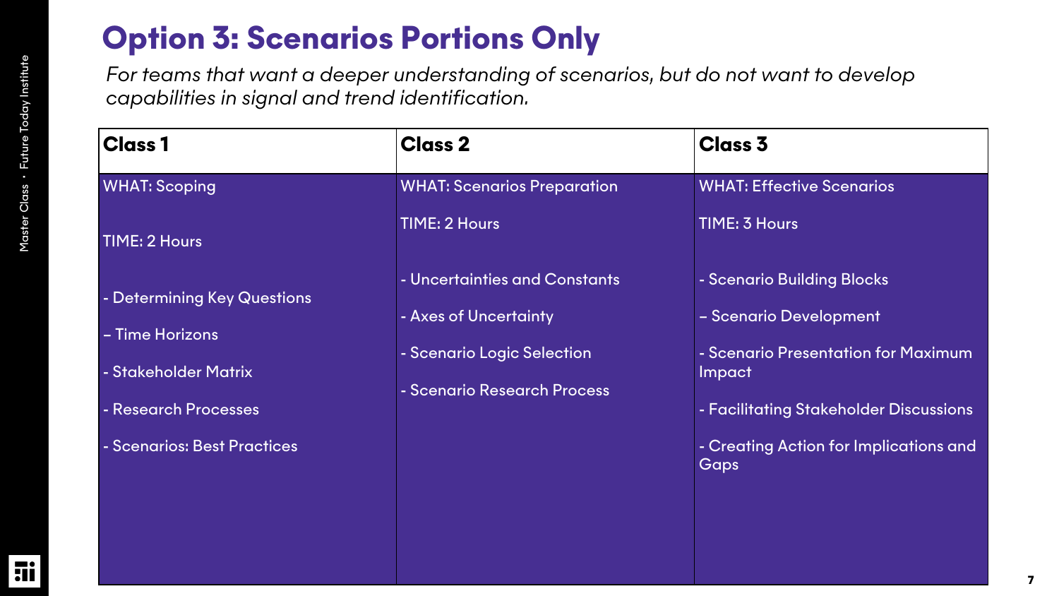# Option 3: Scenarios Portions Only

*For teams that want a deeper understanding of scenarios, but do not want to develop capabilities in signal and trend identification.*

| Class 1 | Class 2 | Class 3 |
|---|---|---|
| WHAT: Scoping<br><br>TIME: 2 Hours<br><br>- Determining Key Questions<br><br>– Time Horizons<br><br>- Stakeholder Matrix<br><br>- Research Processes<br><br>- Scenarios: Best Practices | WHAT: Scenarios Preparation<br><br>TIME: 2 Hours<br><br>- Uncertainties and Constants<br><br>- Axes of Uncertainty<br><br>- Scenario Logic Selection<br><br>- Scenario Research Process | WHAT: Effective Scenarios<br><br>TIME: 3 Hours<br><br>- Scenario Building Blocks<br><br>– Scenario Development<br><br>- Scenario Presentation for Maximum Impact<br><br>- Facilitating Stakeholder Discussions<br><br>- Creating Action for Implications and Gaps |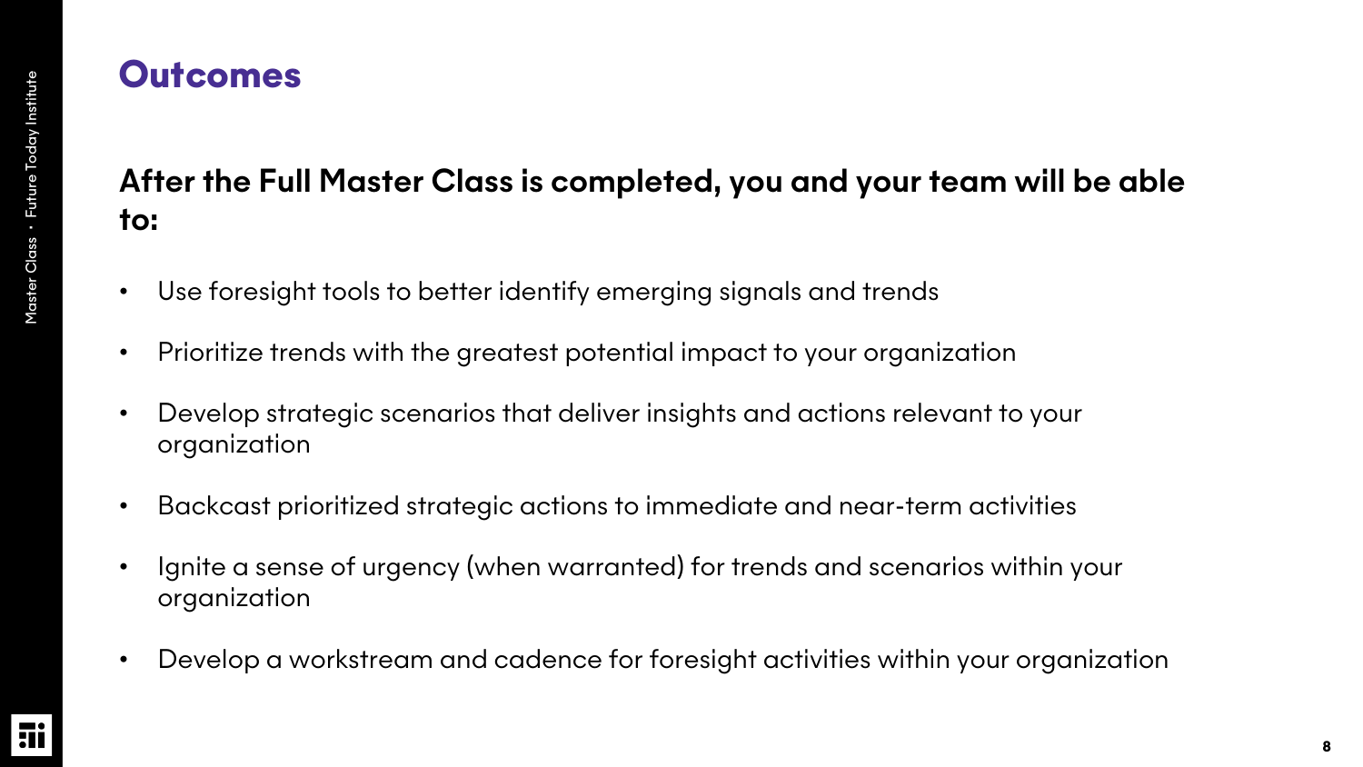# Outcomes

## After the Full Master Class is completed, you and your team will be able to:

- Use foresight tools to better identify emerging signals and trends
- Prioritize trends with the greatest potential impact to your organization
- Develop strategic scenarios that deliver insights and actions relevant to your organization
- Backcast prioritized strategic actions to immediate and near-term activities
- Ignite a sense of urgency (when warranted) for trends and scenarios within your organization
- Develop a workstream and cadence for foresight activities within your organization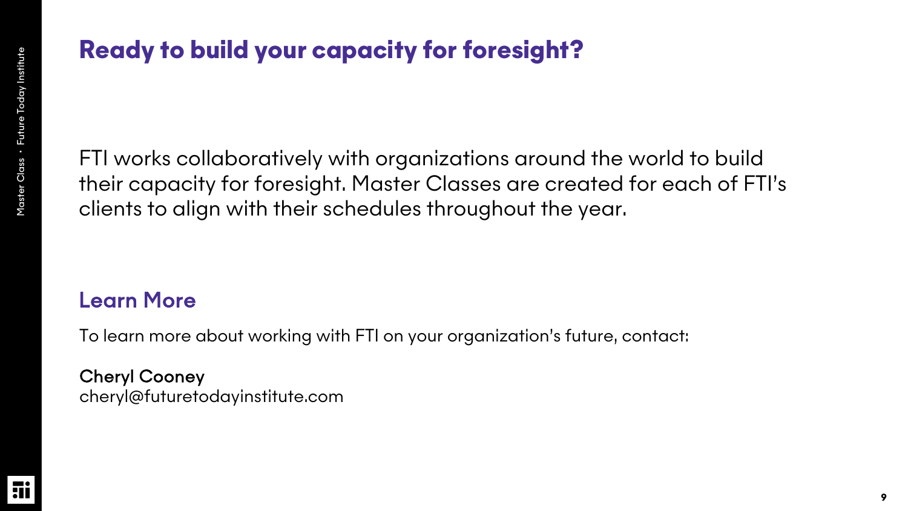# Ready to build your capacity for foresight?

FTI works collaboratively with organizations around the world to build their capacity for foresight. Master Classes are created for each of FTI's clients to align with their schedules throughout the year.

## Learn More

To learn more about working with FTI on your organization's future, contact:

**Cheryl Cooney**
cheryl@futuretodayinstitute.com